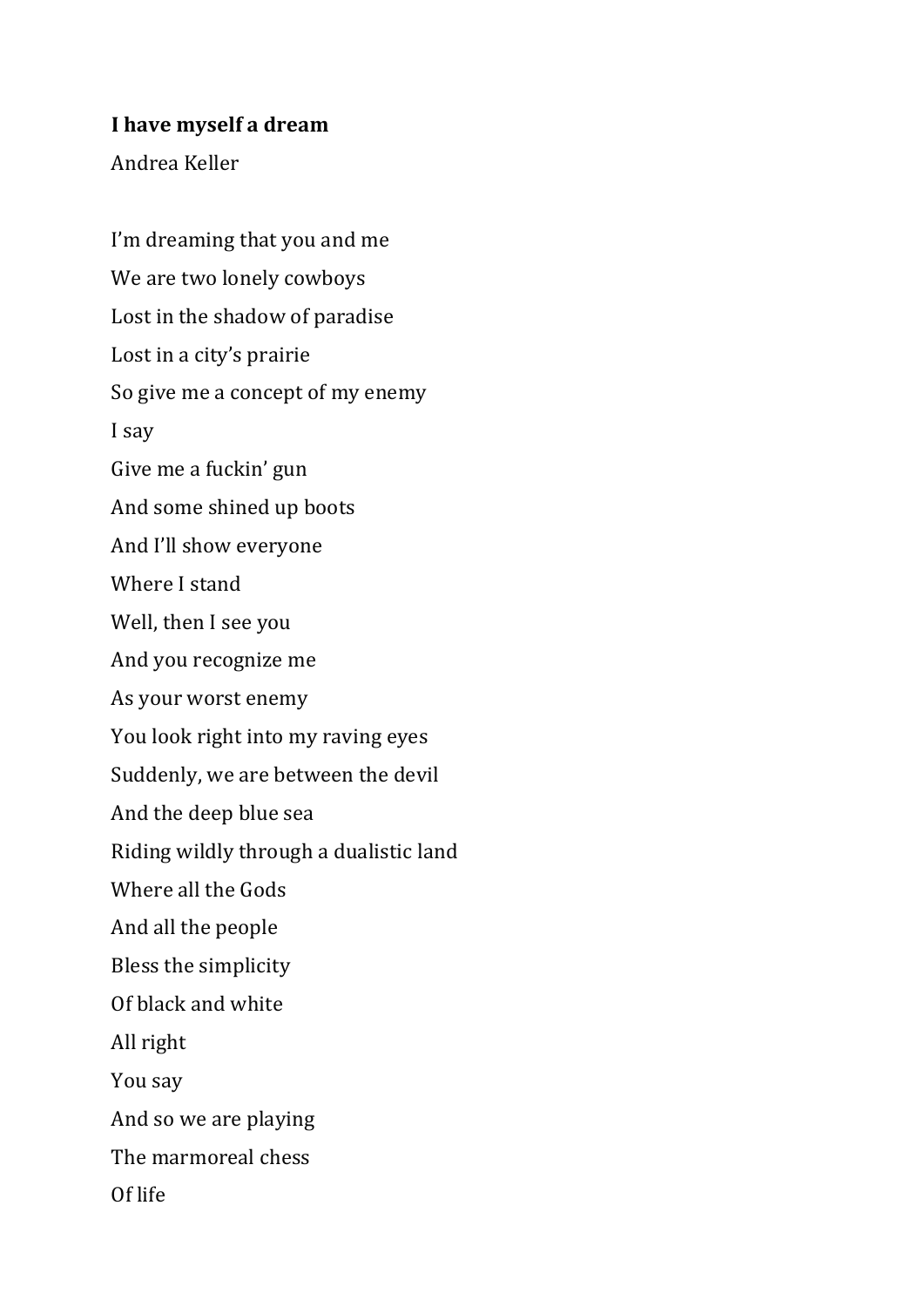**I have myself a dream**

Andrea Keller

I'm dreaming that you and me

We are two lonely cowboys

Lost in the shadow of paradise

Lost in a city's prairie

So give me a concept of my enemy

I say

Give me a fuckin' gun

And some shined up boots

And I'll show everyone

Where I stand

Well, then I see you

And you recognize me

As your worst enemy

You look right into my raving eyes

Suddenly, we are between the devil

And the deep blue sea

Riding wildly through a dualistic land

Where all the Gods

And all the people

Bless the simplicity

Of black and white

All right

You say

And so we are playing

The marmoreal chess

Of life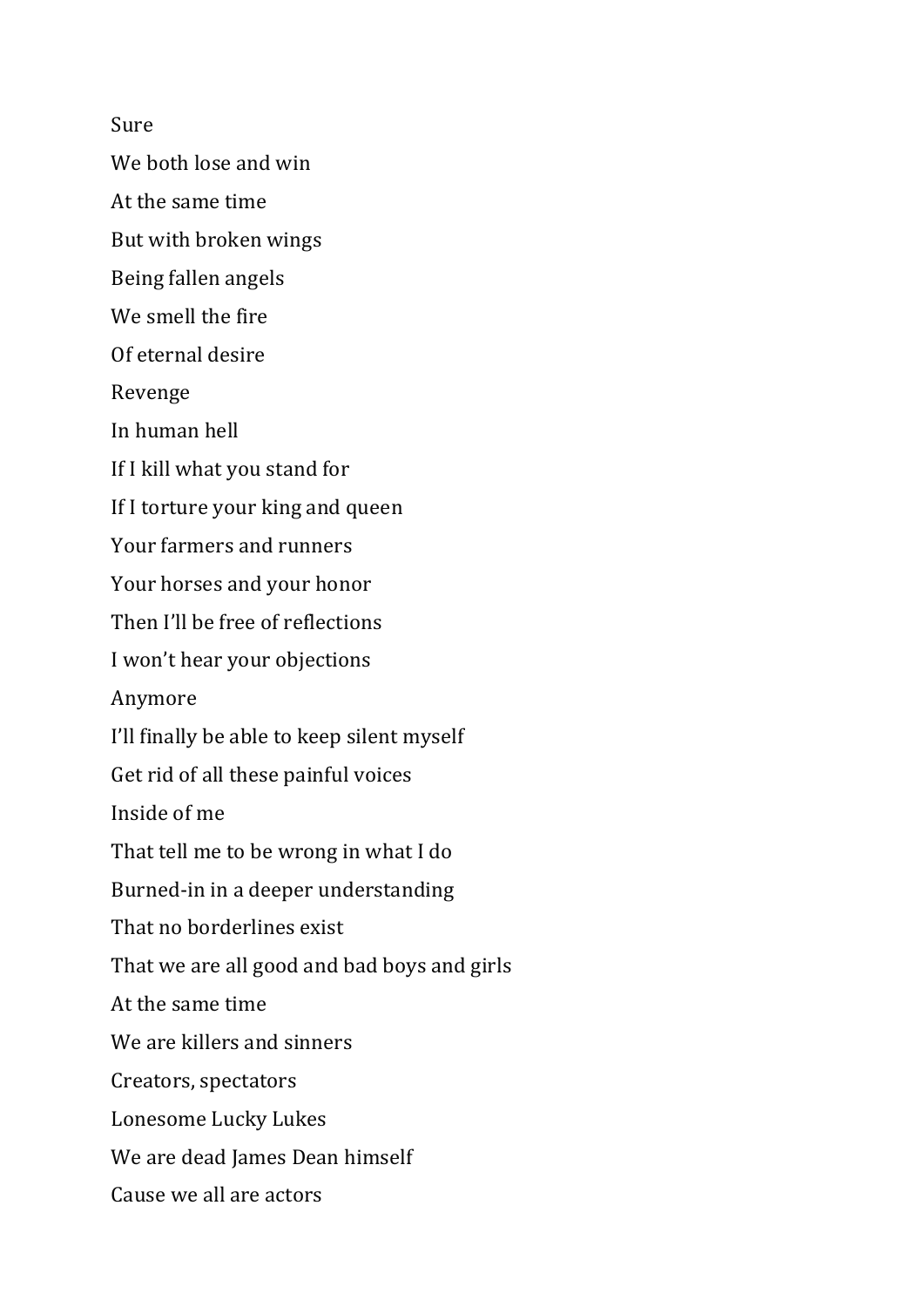Sure

We both lose and win

At the same time

But with broken wings

Being fallen angels

We smell the fire

Of eternal desire

Revenge

In human hell

If I kill what you stand for

If I torture your king and queen

Your farmers and runners

Your horses and your honor

Then I'll be free of reflections

I won't hear your objections

Anymore

I'll finally be able to keep silent myself

Get rid of all these painful voices

Inside of me

That tell me to be wrong in what I do

Burned-in in a deeper understanding

That no borderlines exist

That we are all good and bad boys and girls

At the same time

We are killers and sinners

Creators, spectators

Lonesome Lucky Lukes

We are dead James Dean himself

Cause we all are actors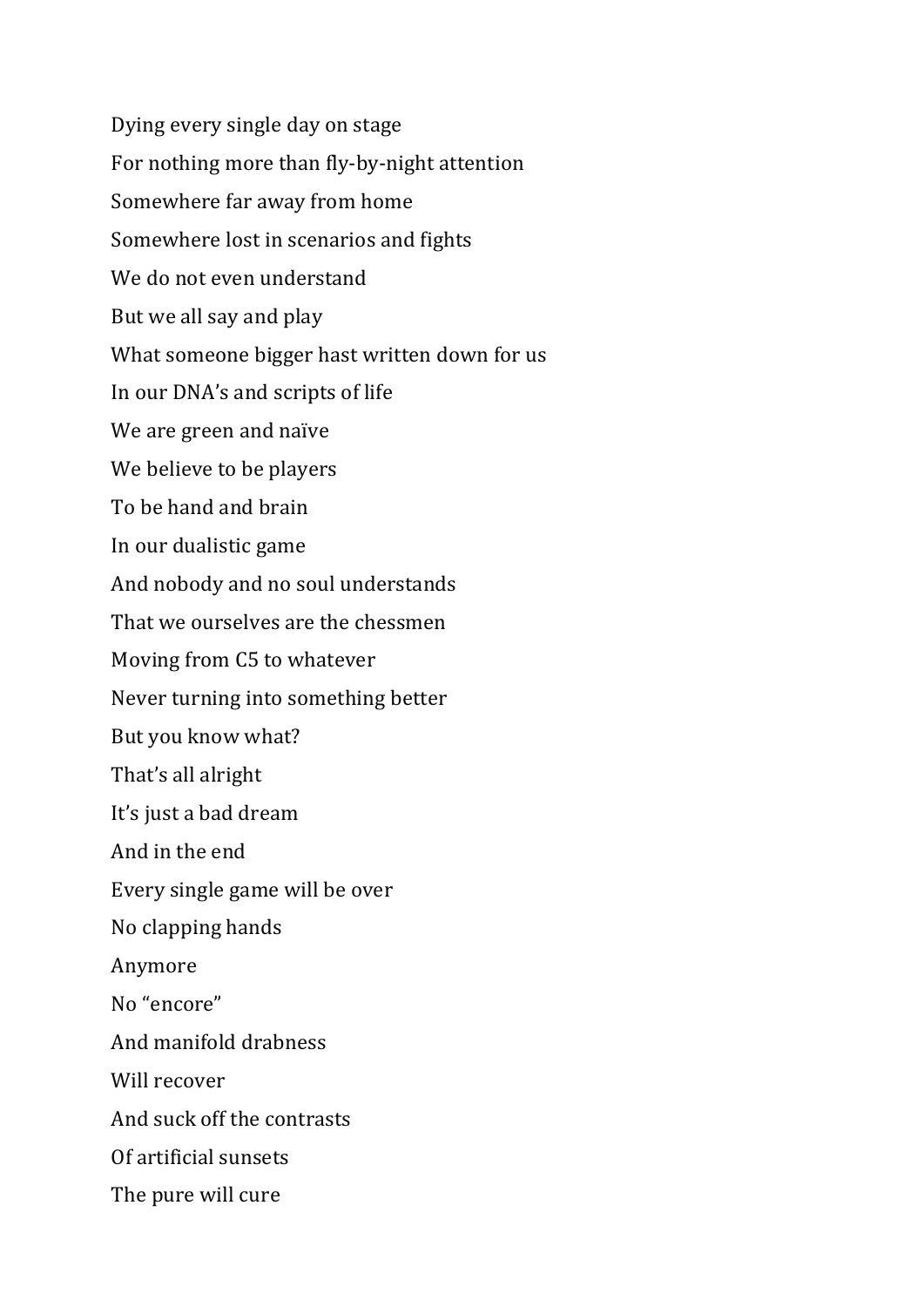Dying every single day on stage

For nothing more than fly-by-night attention

Somewhere far away from home

Somewhere lost in scenarios and fights

We do not even understand

But we all say and play

What someone bigger hast written down for us

In our DNA's and scripts of life

We are green and naïve

We believe to be players

To be hand and brain

In our dualistic game

And nobody and no soul understands

That we ourselves are the chessmen

Moving from C5 to whatever

Never turning into something better

But you know what?

That's all alright

It's just a bad dream

And in the end

Every single game will be over

No clapping hands

Anymore

No "encore"

And manifold drabness

Will recover

And suck off the contrasts

Of artificial sunsets

The pure will cure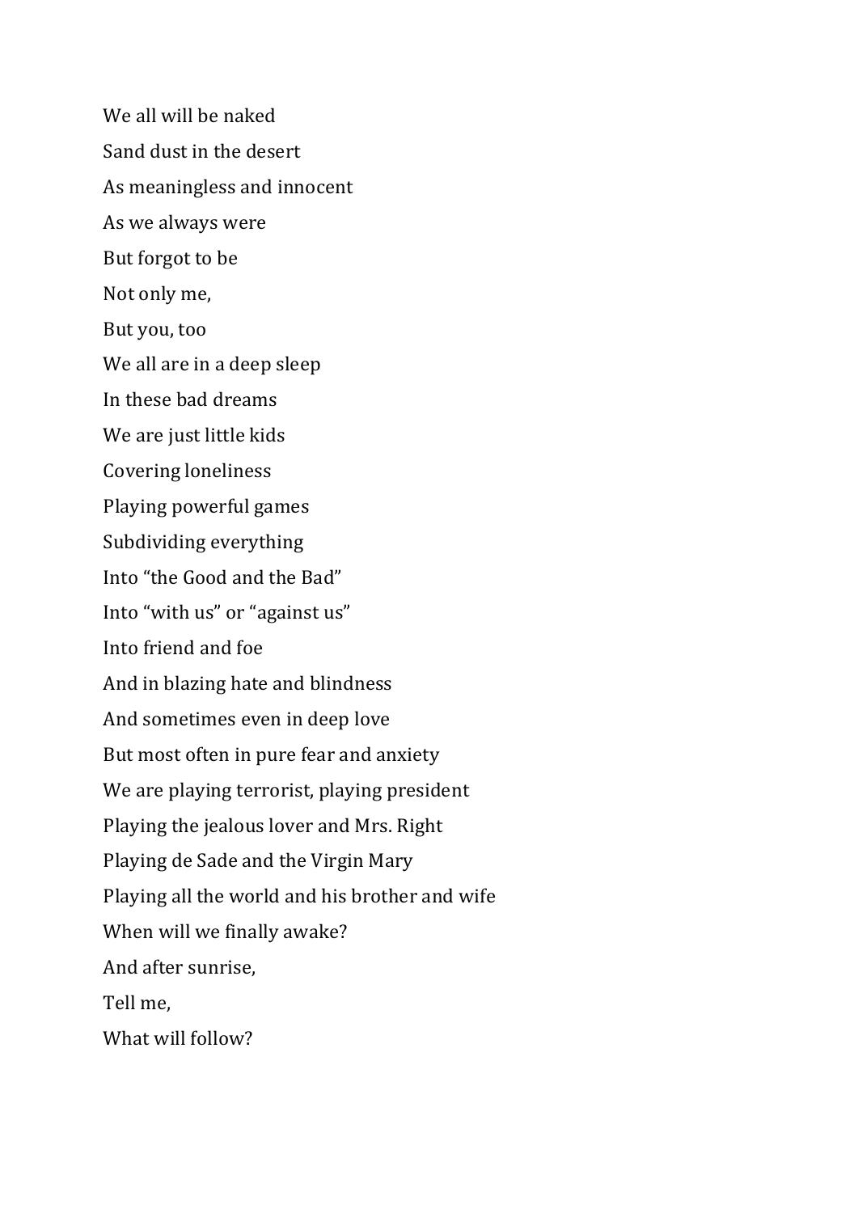We all will be naked  
Sand dust in the desert  
As meaningless and innocent  
As we always were  
But forgot to be  
Not only me,  
But you, too  
We all are in a deep sleep  
In these bad dreams  
We are just little kids  
Covering loneliness  
Playing powerful games  
Subdividing everything  
Into "the Good and the Bad"  
Into "with us" or "against us"  
Into friend and foe  
And in blazing hate and blindness  
And sometimes even in deep love  
But most often in pure fear and anxiety  
We are playing terrorist, playing president  
Playing the jealous lover and Mrs. Right  
Playing de Sade and the Virgin Mary  
Playing all the world and his brother and wife  
When will we finally awake?  
And after sunrise,  
Tell me,  
What will follow?